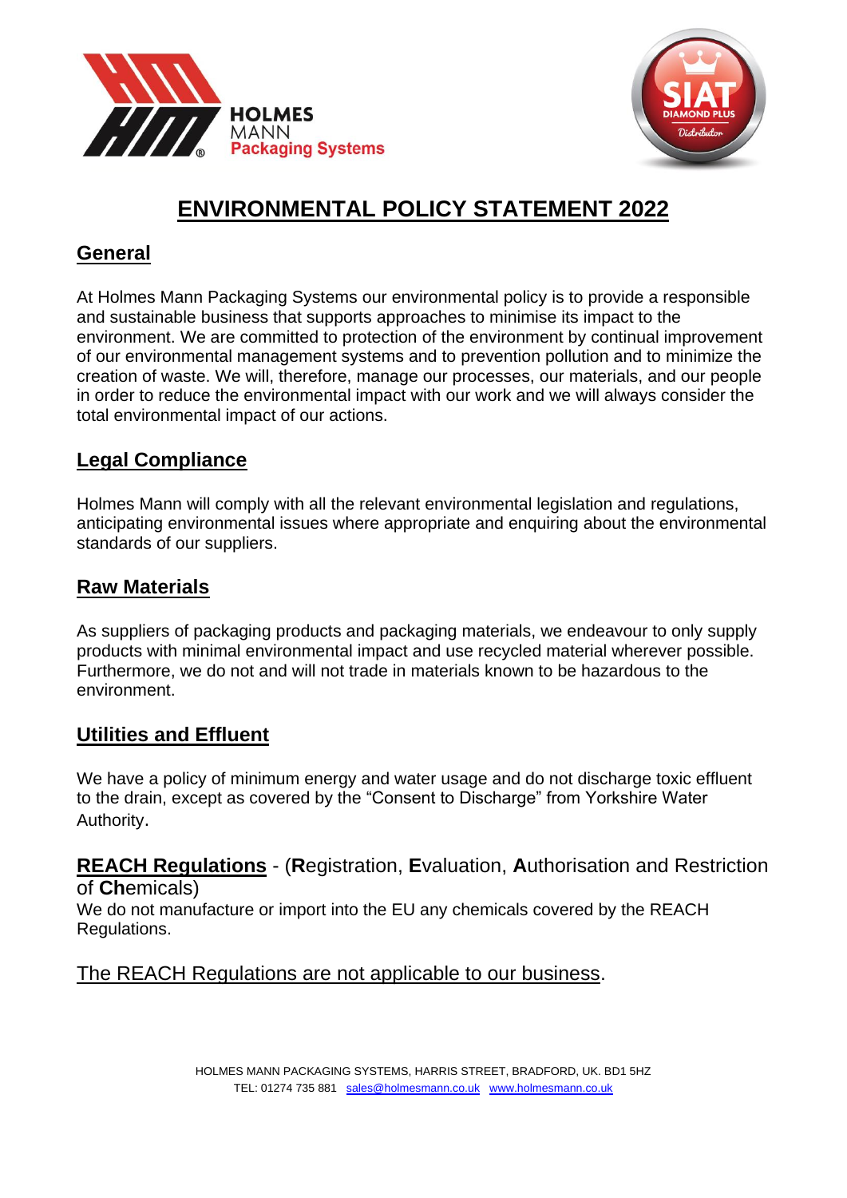# ENVIRONMENTAL POLICY STATEMENT 2022

## General

At Holmes Mann Packaging Systems our environmental policy is to provide a responsible and sustainable business that supports approaches to minimise its impact to the environment. We are committed to protection of the environment by continual improvement of our environmental management systems and to prevention pollution and to minimize the creation of waste. We will, therefore, manage our processes, our materials, and our people in order to reduce the environmental impact with our work and we will always consider the total environmental impact of our actions.

## Legal Compliance

Holmes Mann will comply with all the relevant environmental legislation and regulations, anticipating environmental issues where appropriate and enquiring about the environmental standards of our suppliers.

## Raw Materials

As suppliers of packaging products and packaging materials, we endeavour to only supply products with minimal environmental impact and use recycled material wherever possible. Furthermore, we do not and will not trade in materials known to be hazardous to the environment.

## Utilities and Effluent

We have a policy of minimum energy and water usage and do not discharge toxic effluent to the drain, except as covered by the "Consent to Discharge" from Yorkshire Water Authority.

## REACH Regulations - (**R**egistration, **E**valuation, **A**uthorisation and Restriction of **Ch**emicals)

We do not manufacture or import into the EU any chemicals covered by the REACH Regulations.

The REACH Regulations are not applicable to our business.

HOLMES MANN PACKAGING SYSTEMS, HARRIS STREET, BRADFORD, UK. BD1 5HZ
TEL: 01274 735 881 sales@holmesmann.co.uk www.holmesmann.co.uk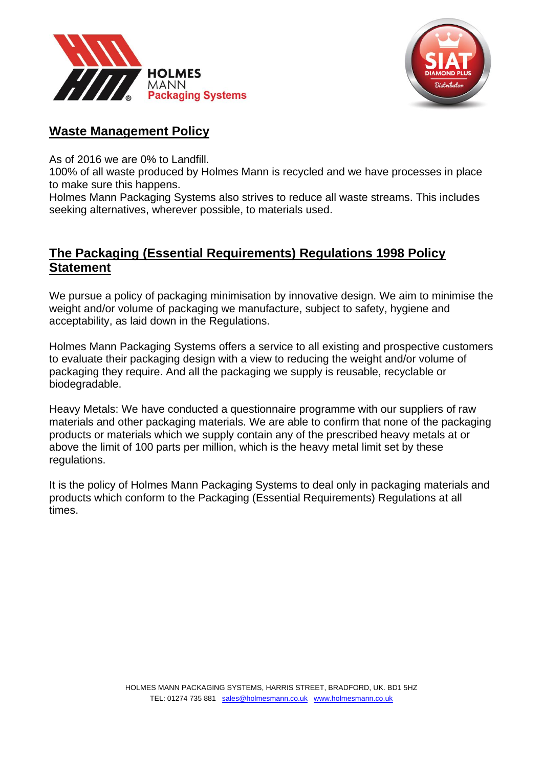## Waste Management Policy

As of 2016 we are 0% to Landfill.
100% of all waste produced by Holmes Mann is recycled and we have processes in place to make sure this happens.
Holmes Mann Packaging Systems also strives to reduce all waste streams. This includes seeking alternatives, wherever possible, to materials used.

## The Packaging (Essential Requirements) Regulations 1998 Policy Statement

We pursue a policy of packaging minimisation by innovative design. We aim to minimise the weight and/or volume of packaging we manufacture, subject to safety, hygiene and acceptability, as laid down in the Regulations.

Holmes Mann Packaging Systems offers a service to all existing and prospective customers to evaluate their packaging design with a view to reducing the weight and/or volume of packaging they require. And all the packaging we supply is reusable, recyclable or biodegradable.

Heavy Metals: We have conducted a questionnaire programme with our suppliers of raw materials and other packaging materials. We are able to confirm that none of the packaging products or materials which we supply contain any of the prescribed heavy metals at or above the limit of 100 parts per million, which is the heavy metal limit set by these regulations.

It is the policy of Holmes Mann Packaging Systems to deal only in packaging materials and products which conform to the Packaging (Essential Requirements) Regulations at all times.

HOLMES MANN PACKAGING SYSTEMS, HARRIS STREET, BRADFORD, UK. BD1 5HZ
TEL: 01274 735 881 sales@holmesmann.co.uk www.holmesmann.co.uk